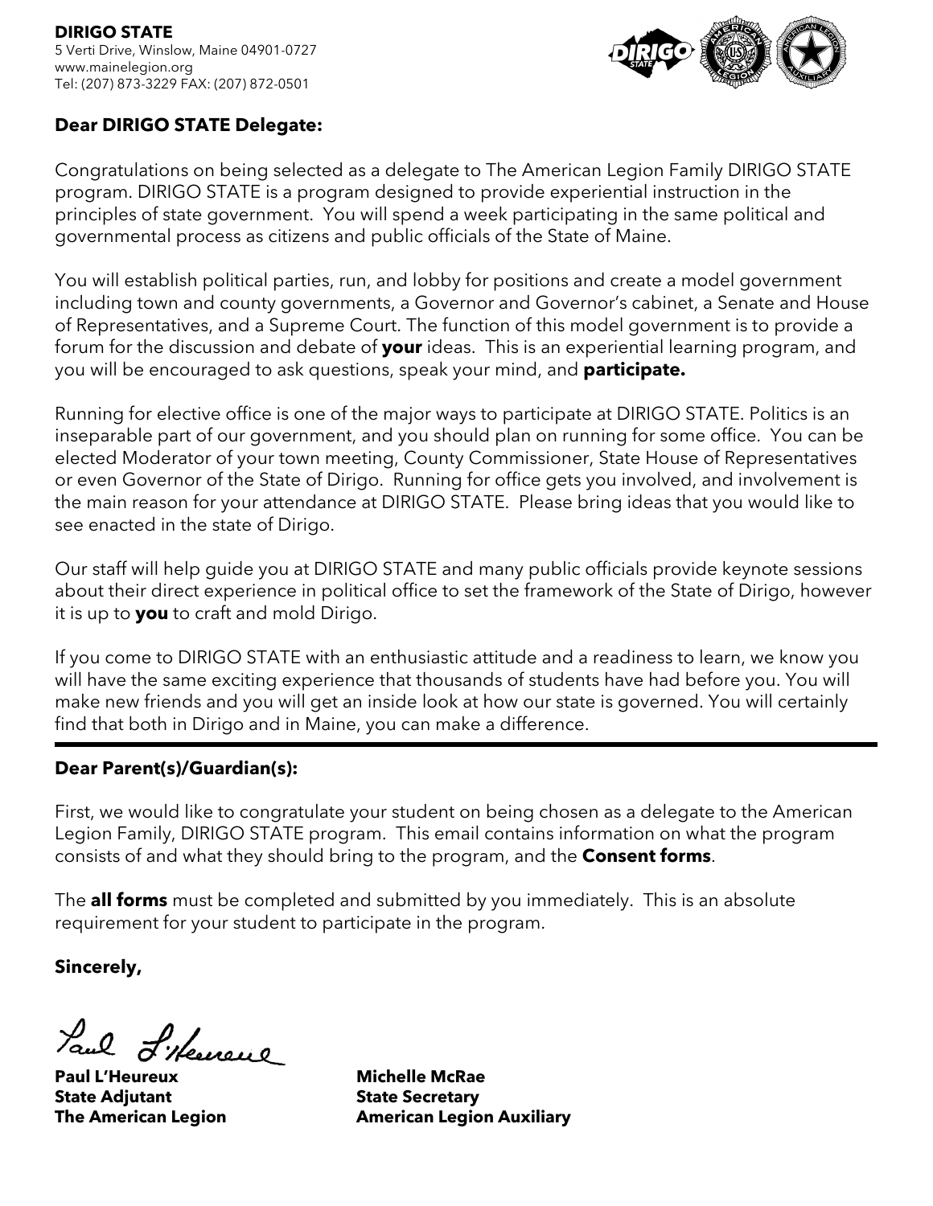**DIRIGO STATE**
5 Verti Drive, Winslow, Maine 04901-0727
www.mainelegion.org
Tel: (207) 873-3229 FAX: (207) 872-0501

**Dear DIRIGO STATE Delegate:**

Congratulations on being selected as a delegate to The American Legion Family DIRIGO STATE program. DIRIGO STATE is a program designed to provide experiential instruction in the principles of state government. You will spend a week participating in the same political and governmental process as citizens and public officials of the State of Maine.

You will establish political parties, run, and lobby for positions and create a model government including town and county governments, a Governor and Governor's cabinet, a Senate and House of Representatives, and a Supreme Court. The function of this model government is to provide a forum for the discussion and debate of **your** ideas. This is an experiential learning program, and you will be encouraged to ask questions, speak your mind, and **participate.**

Running for elective office is one of the major ways to participate at DIRIGO STATE. Politics is an inseparable part of our government, and you should plan on running for some office. You can be elected Moderator of your town meeting, County Commissioner, State House of Representatives or even Governor of the State of Dirigo. Running for office gets you involved, and involvement is the main reason for your attendance at DIRIGO STATE. Please bring ideas that you would like to see enacted in the state of Dirigo.

Our staff will help guide you at DIRIGO STATE and many public officials provide keynote sessions about their direct experience in political office to set the framework of the State of Dirigo, however it is up to **you** to craft and mold Dirigo.

If you come to DIRIGO STATE with an enthusiastic attitude and a readiness to learn, we know you will have the same exciting experience that thousands of students have had before you. You will make new friends and you will get an inside look at how our state is governed. You will certainly find that both in Dirigo and in Maine, you can make a difference.

---

**Dear Parent(s)/Guardian(s):**

First, we would like to congratulate your student on being chosen as a delegate to the American Legion Family, DIRIGO STATE program. This email contains information on what the program consists of and what they should bring to the program, and the **Consent forms**.

The **all forms** must be completed and submitted by you immediately. This is an absolute requirement for your student to participate in the program.

**Sincerely,**

**Paul L'Heureux**
**State Adjutant**
**The American Legion**

**Michelle McRae**
**State Secretary**
**American Legion Auxiliary**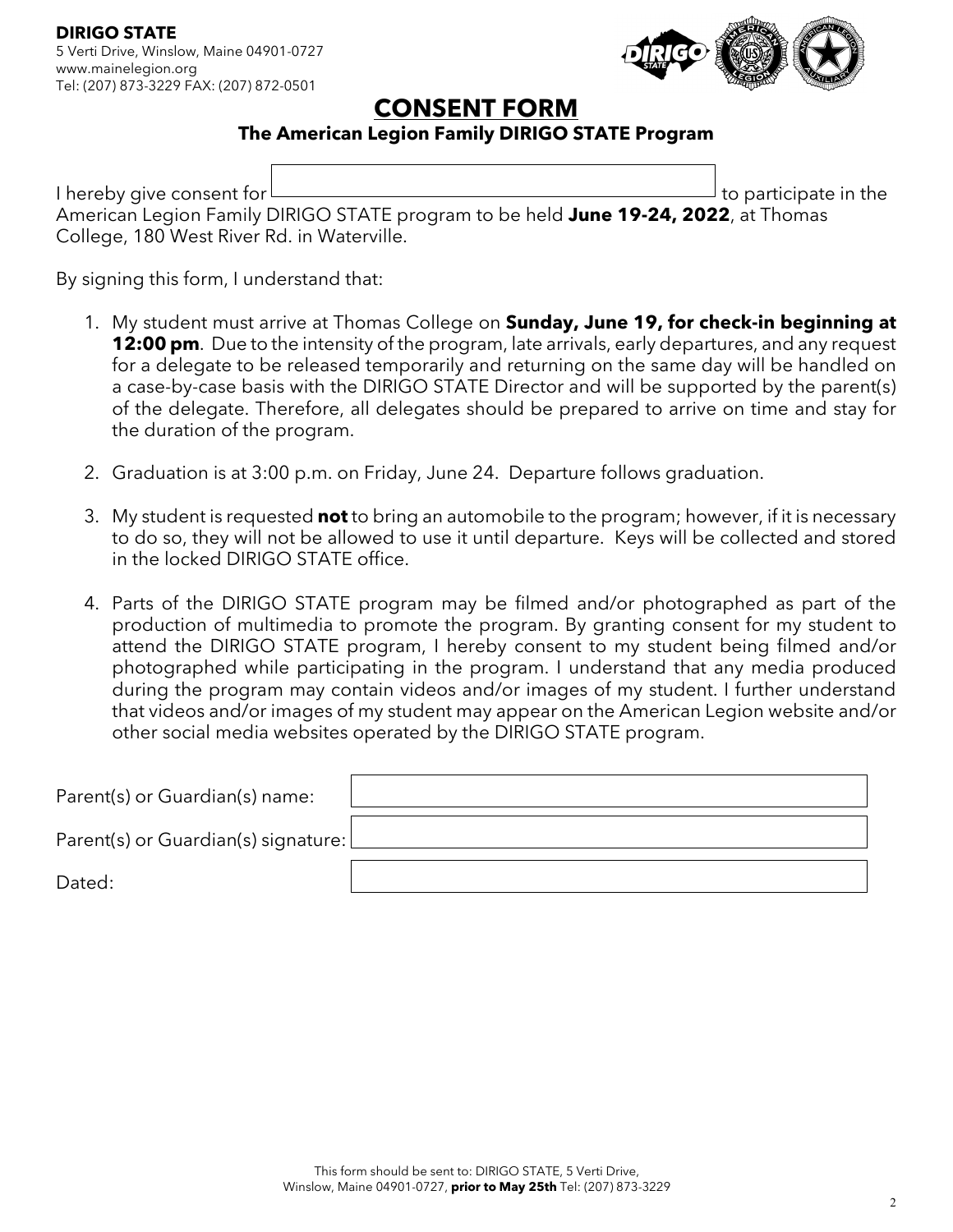**DIRIGO STATE**
5 Verti Drive, Winslow, Maine 04901-0727
www.mainelegion.org
Tel: (207) 873-3229 FAX: (207) 872-0501

# CONSENT FORM

## The American Legion Family DIRIGO STATE Program

I hereby give consent for \_\_\_\_\_\_\_\_\_\_\_\_\_\_\_\_\_\_\_\_\_\_\_\_\_\_\_\_\_\_ to participate in the American Legion Family DIRIGO STATE program to be held **June 19-24, 2022**, at Thomas College, 180 West River Rd. in Waterville.

By signing this form, I understand that:

1. My student must arrive at Thomas College on **Sunday, June 19, for check-in beginning at 12:00 pm**. Due to the intensity of the program, late arrivals, early departures, and any request for a delegate to be released temporarily and returning on the same day will be handled on a case-by-case basis with the DIRIGO STATE Director and will be supported by the parent(s) of the delegate. Therefore, all delegates should be prepared to arrive on time and stay for the duration of the program.

2. Graduation is at 3:00 p.m. on Friday, June 24. Departure follows graduation.

3. My student is requested **not** to bring an automobile to the program; however, if it is necessary to do so, they will not be allowed to use it until departure. Keys will be collected and stored in the locked DIRIGO STATE office.

4. Parts of the DIRIGO STATE program may be filmed and/or photographed as part of the production of multimedia to promote the program. By granting consent for my student to attend the DIRIGO STATE program, I hereby consent to my student being filmed and/or photographed while participating in the program. I understand that any media produced during the program may contain videos and/or images of my student. I further understand that videos and/or images of my student may appear on the American Legion website and/or other social media websites operated by the DIRIGO STATE program.

Parent(s) or Guardian(s) name: \_\_\_\_\_\_\_\_\_\_\_\_\_\_\_\_\_\_\_\_\_\_\_\_\_\_\_\_\_\_

Parent(s) or Guardian(s) signature: \_\_\_\_\_\_\_\_\_\_\_\_\_\_\_\_\_\_\_\_\_\_\_\_\_\_\_\_\_\_

Dated: \_\_\_\_\_\_\_\_\_\_\_\_\_\_\_\_\_\_\_\_\_\_\_\_\_\_\_\_\_\_

This form should be sent to: DIRIGO STATE, 5 Verti Drive, Winslow, Maine 04901-0727, **prior to May 25th** Tel: (207) 873-3229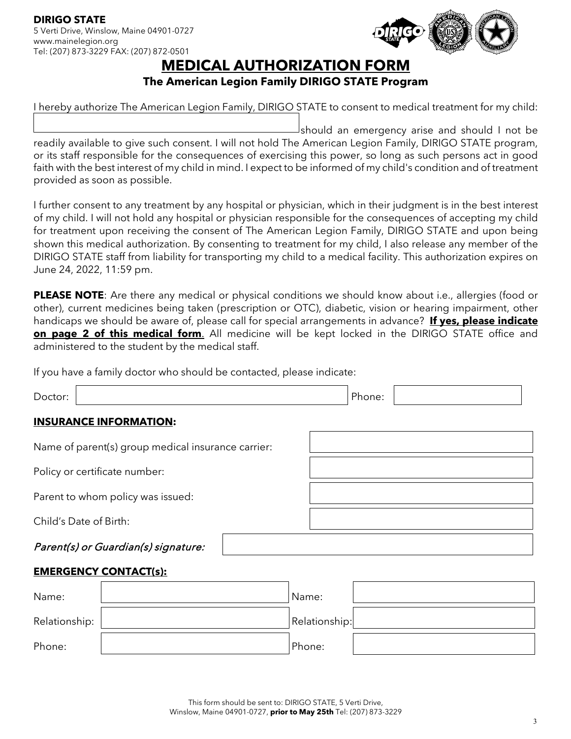**DIRIGO STATE**
5 Verti Drive, Winslow, Maine 04901-0727
www.mainelegion.org
Tel: (207) 873-3229 FAX: (207) 872-0501

# MEDICAL AUTHORIZATION FORM

## The American Legion Family DIRIGO STATE Program

I hereby authorize The American Legion Family, DIRIGO STATE to consent to medical treatment for my child: ____________________ should an emergency arise and should I not be readily available to give such consent. I will not hold The American Legion Family, DIRIGO STATE program, or its staff responsible for the consequences of exercising this power, so long as such persons act in good faith with the best interest of my child in mind. I expect to be informed of my child's condition and of treatment provided as soon as possible.

I further consent to any treatment by any hospital or physician, which in their judgment is in the best interest of my child. I will not hold any hospital or physician responsible for the consequences of accepting my child for treatment upon receiving the consent of The American Legion Family, DIRIGO STATE and upon being shown this medical authorization. By consenting to treatment for my child, I also release any member of the DIRIGO STATE staff from liability for transporting my child to a medical facility. This authorization expires on June 24, 2022, 11:59 pm.

**PLEASE NOTE**: Are there any medical or physical conditions we should know about i.e., allergies (food or other), current medicines being taken (prescription or OTC), diabetic, vision or hearing impairment, other handicaps we should be aware of, please call for special arrangements in advance? **If yes, please indicate on page 2 of this medical form**. All medicine will be kept locked in the DIRIGO STATE office and administered to the student by the medical staff.

If you have a family doctor who should be contacted, please indicate:

Doctor: ____________________ Phone: ____________________

**INSURANCE INFORMATION:**

Name of parent(s) group medical insurance carrier: ____________________

Policy or certificate number: ____________________

Parent to whom policy was issued: ____________________

Child's Date of Birth: ____________________

*Parent(s) or Guardian(s) signature:* ____________________

**EMERGENCY CONTACT(s):**

| | | | |
|---|---|---|---|
| Name: | | Name: | |
| Relationship: | | Relationship: | |
| Phone: | | Phone: | |

This form should be sent to: DIRIGO STATE, 5 Verti Drive, Winslow, Maine 04901-0727, **prior to May 25th** Tel: (207) 873-3229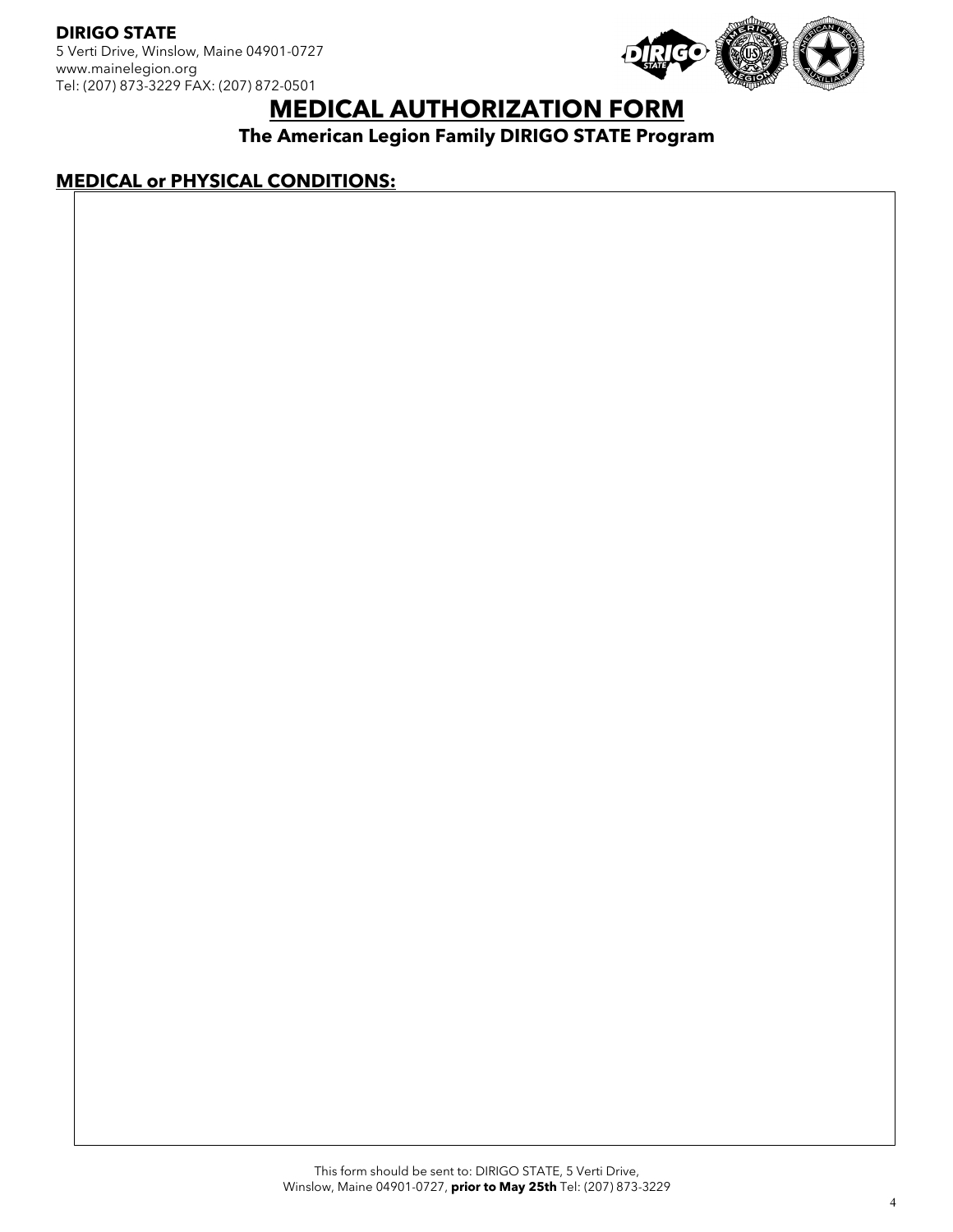**DIRIGO STATE**
5 Verti Drive, Winslow, Maine 04901-0727
www.mainelegion.org
Tel: (207) 873-3229 FAX: (207) 872-0501

# MEDICAL AUTHORIZATION FORM

**The American Legion Family DIRIGO STATE Program**

## MEDICAL or PHYSICAL CONDITIONS:

This form should be sent to: DIRIGO STATE, 5 Verti Drive, Winslow, Maine 04901-0727, **prior to May 25th** Tel: (207) 873-3229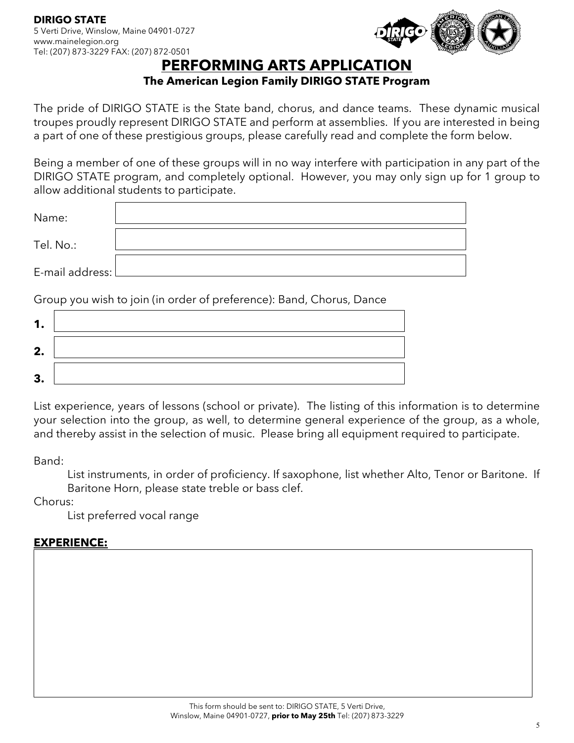**DIRIGO STATE**
5 Verti Drive, Winslow, Maine 04901-0727
www.mainelegion.org
Tel: (207) 873-3229 FAX: (207) 872-0501

# PERFORMING ARTS APPLICATION

**The American Legion Family DIRIGO STATE Program**

The pride of DIRIGO STATE is the State band, chorus, and dance teams. These dynamic musical troupes proudly represent DIRIGO STATE and perform at assemblies. If you are interested in being a part of one of these prestigious groups, please carefully read and complete the form below.

Being a member of one of these groups will in no way interfere with participation in any part of the DIRIGO STATE program, and completely optional. However, you may only sign up for 1 group to allow additional students to participate.

Name: ______________________

Tel. No.: ______________________

E-mail address: ______________________

Group you wish to join (in order of preference): Band, Chorus, Dance

**1.** ______________________

**2.** ______________________

**3.** ______________________

List experience, years of lessons (school or private). The listing of this information is to determine your selection into the group, as well, to determine general experience of the group, as a whole, and thereby assist in the selection of music. Please bring all equipment required to participate.

Band:

List instruments, in order of proficiency. If saxophone, list whether Alto, Tenor or Baritone. If Baritone Horn, please state treble or bass clef.

Chorus:

List preferred vocal range

**EXPERIENCE:**

This form should be sent to: DIRIGO STATE, 5 Verti Drive, Winslow, Maine 04901-0727, **prior to May 25th** Tel: (207) 873-3229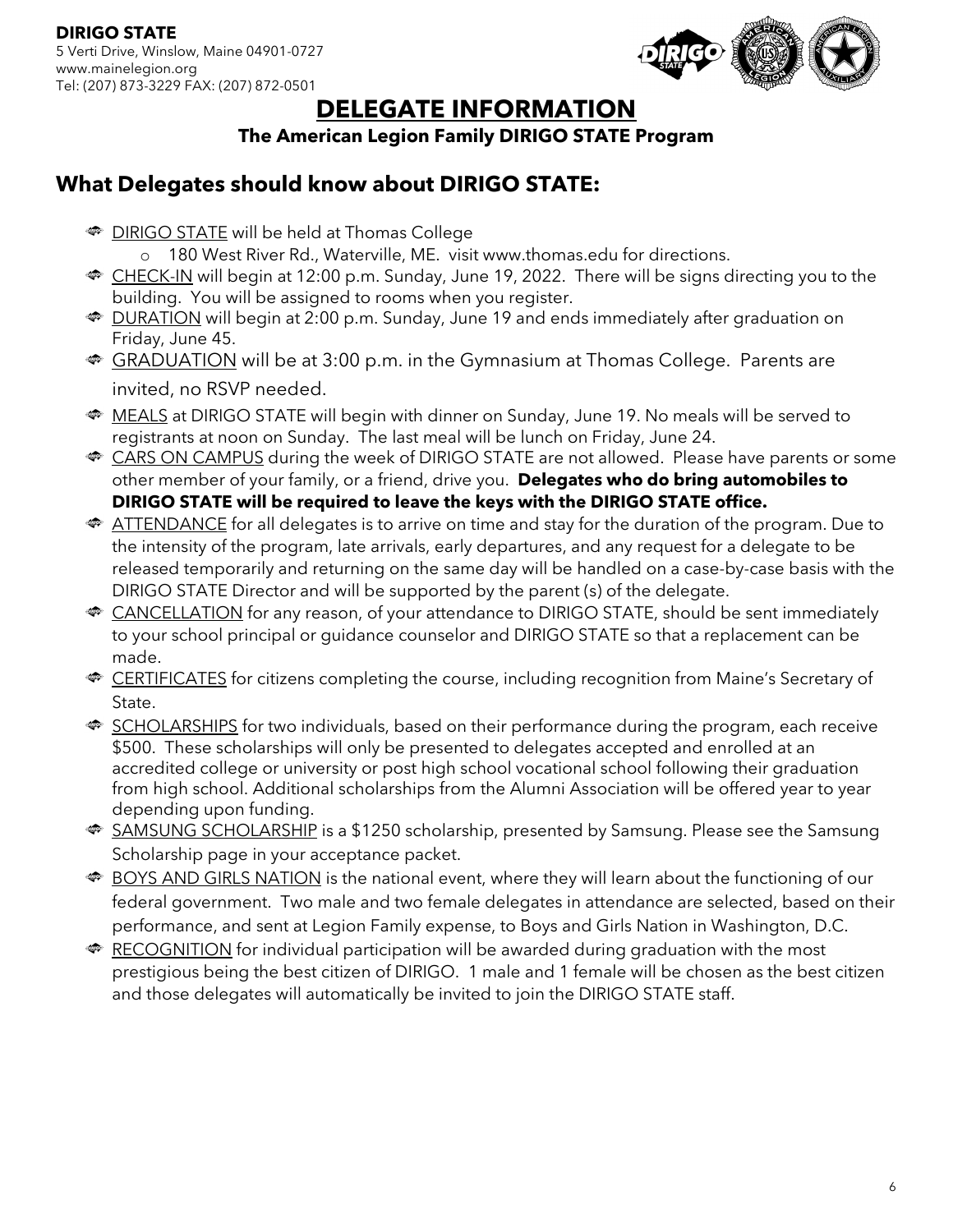**DIRIGO STATE**
5 Verti Drive, Winslow, Maine 04901-0727
www.mainelegion.org
Tel: (207) 873-3229 FAX: (207) 872-0501

# DELEGATE INFORMATION

**The American Legion Family DIRIGO STATE Program**

## What Delegates should know about DIRIGO STATE:

- DIRIGO STATE will be held at Thomas College
  - 180 West River Rd., Waterville, ME. visit www.thomas.edu for directions.
- CHECK-IN will begin at 12:00 p.m. Sunday, June 19, 2022. There will be signs directing you to the building. You will be assigned to rooms when you register.
- DURATION will begin at 2:00 p.m. Sunday, June 19 and ends immediately after graduation on Friday, June 45.
- GRADUATION will be at 3:00 p.m. in the Gymnasium at Thomas College. Parents are invited, no RSVP needed.
- MEALS at DIRIGO STATE will begin with dinner on Sunday, June 19. No meals will be served to registrants at noon on Sunday. The last meal will be lunch on Friday, June 24.
- CARS ON CAMPUS during the week of DIRIGO STATE are not allowed. Please have parents or some other member of your family, or a friend, drive you. **Delegates who do bring automobiles to DIRIGO STATE will be required to leave the keys with the DIRIGO STATE office.**
- ATTENDANCE for all delegates is to arrive on time and stay for the duration of the program. Due to the intensity of the program, late arrivals, early departures, and any request for a delegate to be released temporarily and returning on the same day will be handled on a case-by-case basis with the DIRIGO STATE Director and will be supported by the parent (s) of the delegate.
- CANCELLATION for any reason, of your attendance to DIRIGO STATE, should be sent immediately to your school principal or guidance counselor and DIRIGO STATE so that a replacement can be made.
- CERTIFICATES for citizens completing the course, including recognition from Maine's Secretary of State.
- SCHOLARSHIPS for two individuals, based on their performance during the program, each receive $500. These scholarships will only be presented to delegates accepted and enrolled at an accredited college or university or post high school vocational school following their graduation from high school. Additional scholarships from the Alumni Association will be offered year to year depending upon funding.
- SAMSUNG SCHOLARSHIP is a $1250 scholarship, presented by Samsung. Please see the Samsung Scholarship page in your acceptance packet.
- BOYS AND GIRLS NATION is the national event, where they will learn about the functioning of our federal government. Two male and two female delegates in attendance are selected, based on their performance, and sent at Legion Family expense, to Boys and Girls Nation in Washington, D.C.
- RECOGNITION for individual participation will be awarded during graduation with the most prestigious being the best citizen of DIRIGO. 1 male and 1 female will be chosen as the best citizen and those delegates will automatically be invited to join the DIRIGO STATE staff.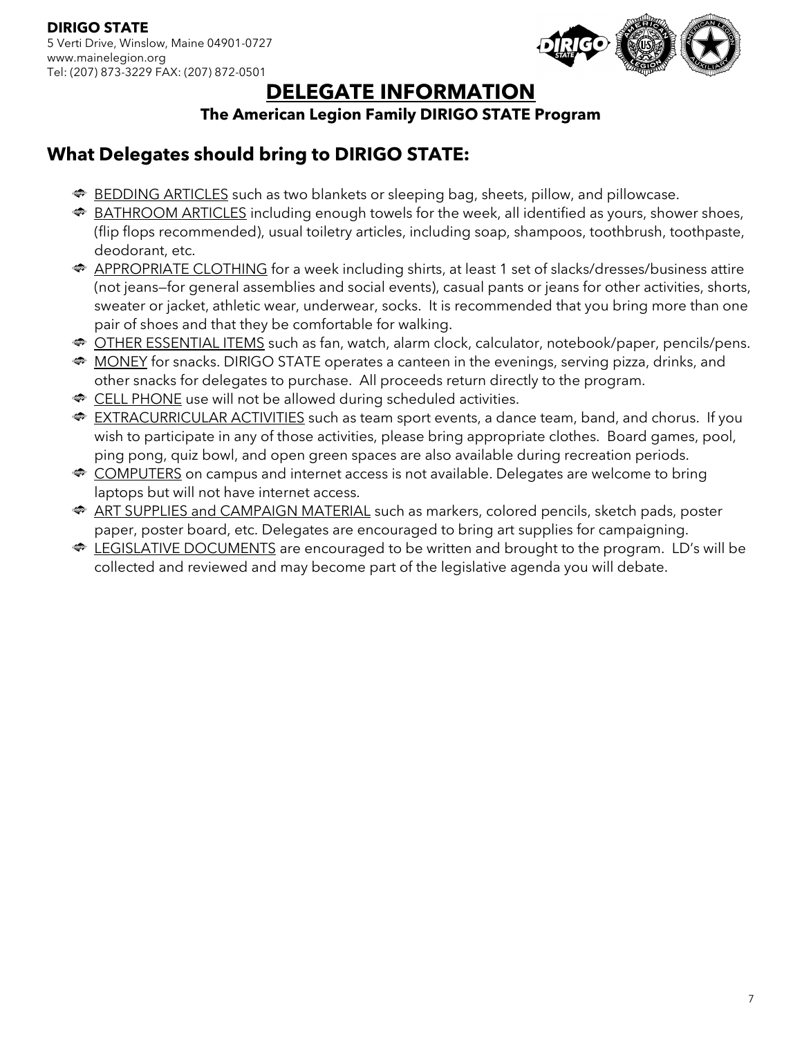**DIRIGO STATE**
5 Verti Drive, Winslow, Maine 04901-0727
www.mainelegion.org
Tel: (207) 873-3229 FAX: (207) 872-0501

# DELEGATE INFORMATION

**The American Legion Family DIRIGO STATE Program**

## What Delegates should bring to DIRIGO STATE:

- BEDDING ARTICLES such as two blankets or sleeping bag, sheets, pillow, and pillowcase.
- BATHROOM ARTICLES including enough towels for the week, all identified as yours, shower shoes, (flip flops recommended), usual toiletry articles, including soap, shampoos, toothbrush, toothpaste, deodorant, etc.
- APPROPRIATE CLOTHING for a week including shirts, at least 1 set of slacks/dresses/business attire (not jeans—for general assemblies and social events), casual pants or jeans for other activities, shorts, sweater or jacket, athletic wear, underwear, socks. It is recommended that you bring more than one pair of shoes and that they be comfortable for walking.
- OTHER ESSENTIAL ITEMS such as fan, watch, alarm clock, calculator, notebook/paper, pencils/pens.
- MONEY for snacks. DIRIGO STATE operates a canteen in the evenings, serving pizza, drinks, and other snacks for delegates to purchase. All proceeds return directly to the program.
- CELL PHONE use will not be allowed during scheduled activities.
- EXTRACURRICULAR ACTIVITIES such as team sport events, a dance team, band, and chorus. If you wish to participate in any of those activities, please bring appropriate clothes. Board games, pool, ping pong, quiz bowl, and open green spaces are also available during recreation periods.
- COMPUTERS on campus and internet access is not available. Delegates are welcome to bring laptops but will not have internet access.
- ART SUPPLIES and CAMPAIGN MATERIAL such as markers, colored pencils, sketch pads, poster paper, poster board, etc. Delegates are encouraged to bring art supplies for campaigning.
- LEGISLATIVE DOCUMENTS are encouraged to be written and brought to the program. LD's will be collected and reviewed and may become part of the legislative agenda you will debate.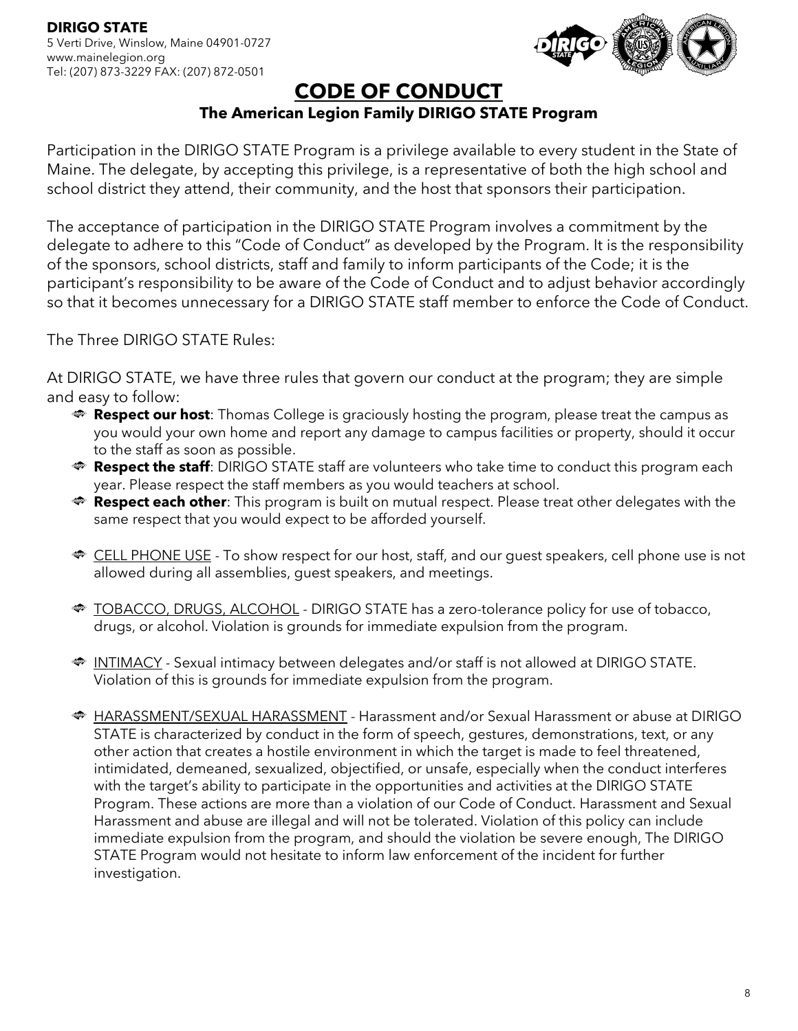**DIRIGO STATE**
5 Verti Drive, Winslow, Maine 04901-0727
www.mainelegion.org
Tel: (207) 873-3229 FAX: (207) 872-0501

# CODE OF CONDUCT

## The American Legion Family DIRIGO STATE Program

Participation in the DIRIGO STATE Program is a privilege available to every student in the State of Maine. The delegate, by accepting this privilege, is a representative of both the high school and school district they attend, their community, and the host that sponsors their participation.

The acceptance of participation in the DIRIGO STATE Program involves a commitment by the delegate to adhere to this "Code of Conduct" as developed by the Program. It is the responsibility of the sponsors, school districts, staff and family to inform participants of the Code; it is the participant's responsibility to be aware of the Code of Conduct and to adjust behavior accordingly so that it becomes unnecessary for a DIRIGO STATE staff member to enforce the Code of Conduct.

The Three DIRIGO STATE Rules:

At DIRIGO STATE, we have three rules that govern our conduct at the program; they are simple and easy to follow:

- **Respect our host**: Thomas College is graciously hosting the program, please treat the campus as you would your own home and report any damage to campus facilities or property, should it occur to the staff as soon as possible.
- **Respect the staff**: DIRIGO STATE staff are volunteers who take time to conduct this program each year. Please respect the staff members as you would teachers at school.
- **Respect each other**: This program is built on mutual respect. Please treat other delegates with the same respect that you would expect to be afforded yourself.

- CELL PHONE USE - To show respect for our host, staff, and our guest speakers, cell phone use is not allowed during all assemblies, guest speakers, and meetings.

- TOBACCO, DRUGS, ALCOHOL - DIRIGO STATE has a zero-tolerance policy for use of tobacco, drugs, or alcohol. Violation is grounds for immediate expulsion from the program.

- INTIMACY - Sexual intimacy between delegates and/or staff is not allowed at DIRIGO STATE. Violation of this is grounds for immediate expulsion from the program.

- HARASSMENT/SEXUAL HARASSMENT - Harassment and/or Sexual Harassment or abuse at DIRIGO STATE is characterized by conduct in the form of speech, gestures, demonstrations, text, or any other action that creates a hostile environment in which the target is made to feel threatened, intimidated, demeaned, sexualized, objectified, or unsafe, especially when the conduct interferes with the target's ability to participate in the opportunities and activities at the DIRIGO STATE Program. These actions are more than a violation of our Code of Conduct. Harassment and Sexual Harassment and abuse are illegal and will not be tolerated. Violation of this policy can include immediate expulsion from the program, and should the violation be severe enough, The DIRIGO STATE Program would not hesitate to inform law enforcement of the incident for further investigation.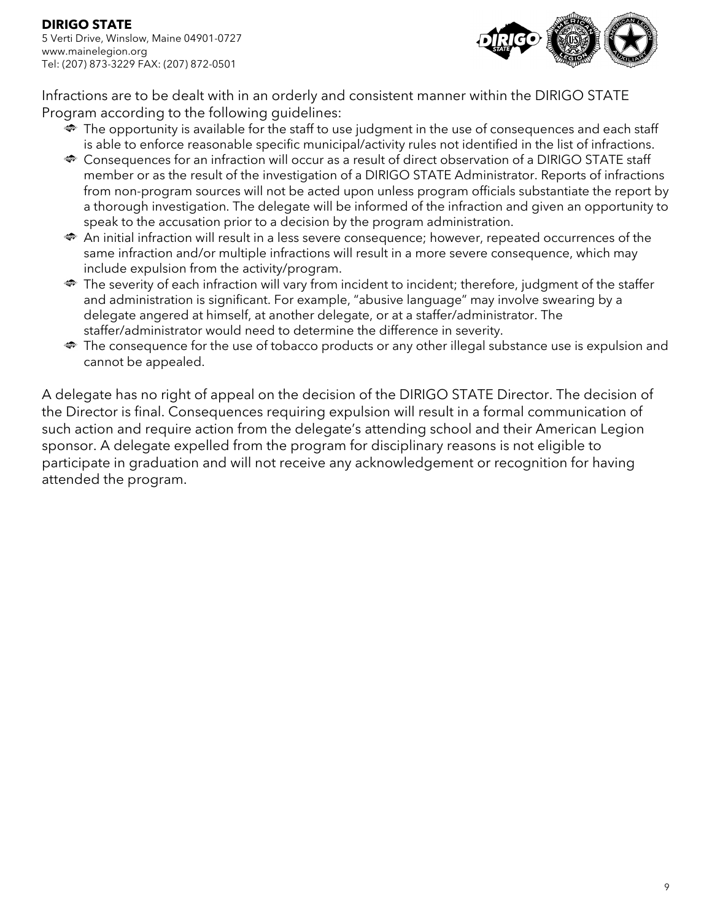Infractions are to be dealt with in an orderly and consistent manner within the DIRIGO STATE Program according to the following guidelines:

- The opportunity is available for the staff to use judgment in the use of consequences and each staff is able to enforce reasonable specific municipal/activity rules not identified in the list of infractions.
- Consequences for an infraction will occur as a result of direct observation of a DIRIGO STATE staff member or as the result of the investigation of a DIRIGO STATE Administrator. Reports of infractions from non-program sources will not be acted upon unless program officials substantiate the report by a thorough investigation. The delegate will be informed of the infraction and given an opportunity to speak to the accusation prior to a decision by the program administration.
- An initial infraction will result in a less severe consequence; however, repeated occurrences of the same infraction and/or multiple infractions will result in a more severe consequence, which may include expulsion from the activity/program.
- The severity of each infraction will vary from incident to incident; therefore, judgment of the staffer and administration is significant. For example, "abusive language" may involve swearing by a delegate angered at himself, at another delegate, or at a staffer/administrator. The staffer/administrator would need to determine the difference in severity.
- The consequence for the use of tobacco products or any other illegal substance use is expulsion and cannot be appealed.

A delegate has no right of appeal on the decision of the DIRIGO STATE Director. The decision of the Director is final. Consequences requiring expulsion will result in a formal communication of such action and require action from the delegate's attending school and their American Legion sponsor. A delegate expelled from the program for disciplinary reasons is not eligible to participate in graduation and will not receive any acknowledgement or recognition for having attended the program.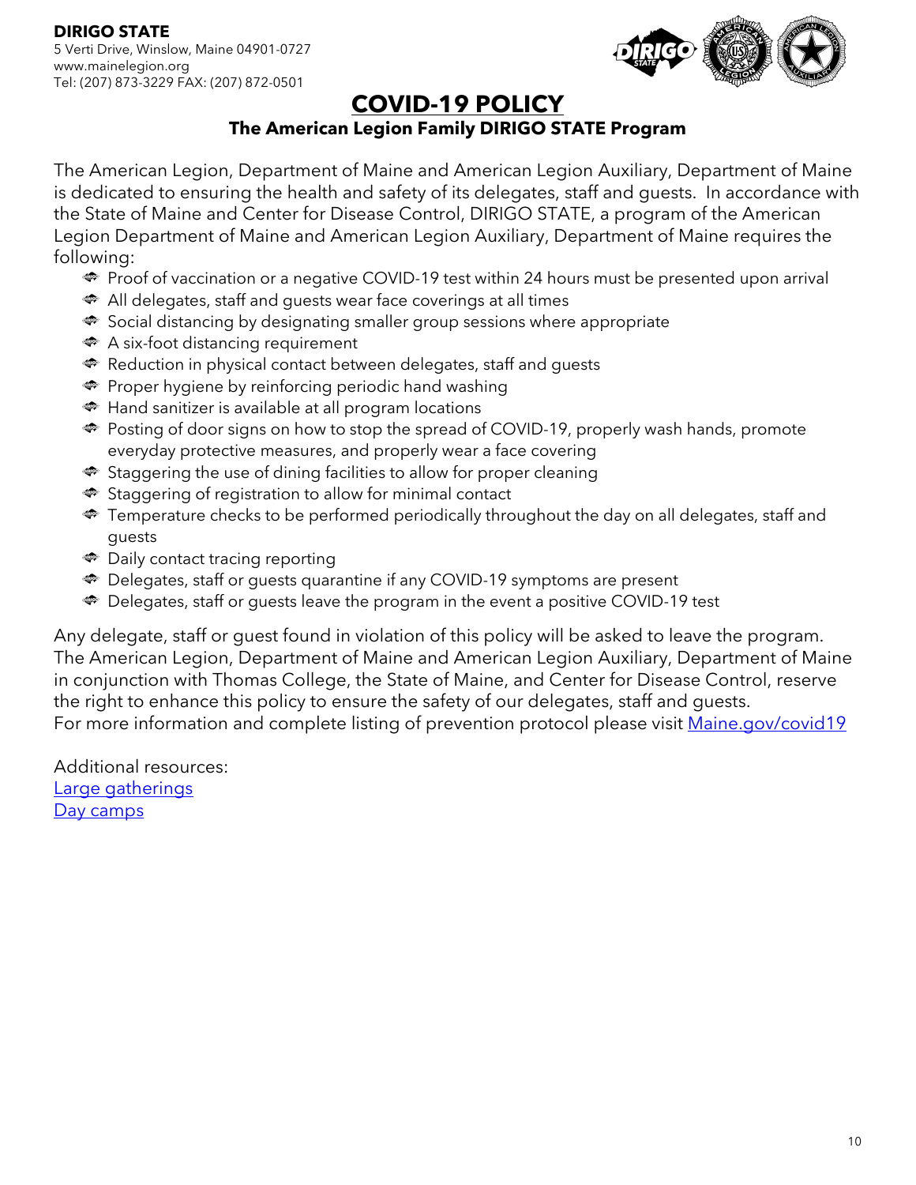**DIRIGO STATE**
5 Verti Drive, Winslow, Maine 04901-0727
www.mainelegion.org
Tel: (207) 873-3229 FAX: (207) 872-0501

# COVID-19 POLICY

## The American Legion Family DIRIGO STATE Program

The American Legion, Department of Maine and American Legion Auxiliary, Department of Maine is dedicated to ensuring the health and safety of its delegates, staff and guests. In accordance with the State of Maine and Center for Disease Control, DIRIGO STATE, a program of the American Legion Department of Maine and American Legion Auxiliary, Department of Maine requires the following:

- Proof of vaccination or a negative COVID-19 test within 24 hours must be presented upon arrival
- All delegates, staff and guests wear face coverings at all times
- Social distancing by designating smaller group sessions where appropriate
- A six-foot distancing requirement
- Reduction in physical contact between delegates, staff and guests
- Proper hygiene by reinforcing periodic hand washing
- Hand sanitizer is available at all program locations
- Posting of door signs on how to stop the spread of COVID-19, properly wash hands, promote everyday protective measures, and properly wear a face covering
- Staggering the use of dining facilities to allow for proper cleaning
- Staggering of registration to allow for minimal contact
- Temperature checks to be performed periodically throughout the day on all delegates, staff and guests
- Daily contact tracing reporting
- Delegates, staff or guests quarantine if any COVID-19 symptoms are present
- Delegates, staff or guests leave the program in the event a positive COVID-19 test

Any delegate, staff or guest found in violation of this policy will be asked to leave the program. The American Legion, Department of Maine and American Legion Auxiliary, Department of Maine in conjunction with Thomas College, the State of Maine, and Center for Disease Control, reserve the right to enhance this policy to ensure the safety of our delegates, staff and guests.
For more information and complete listing of prevention protocol please visit Maine.gov/covid19

Additional resources:
Large gatherings
Day camps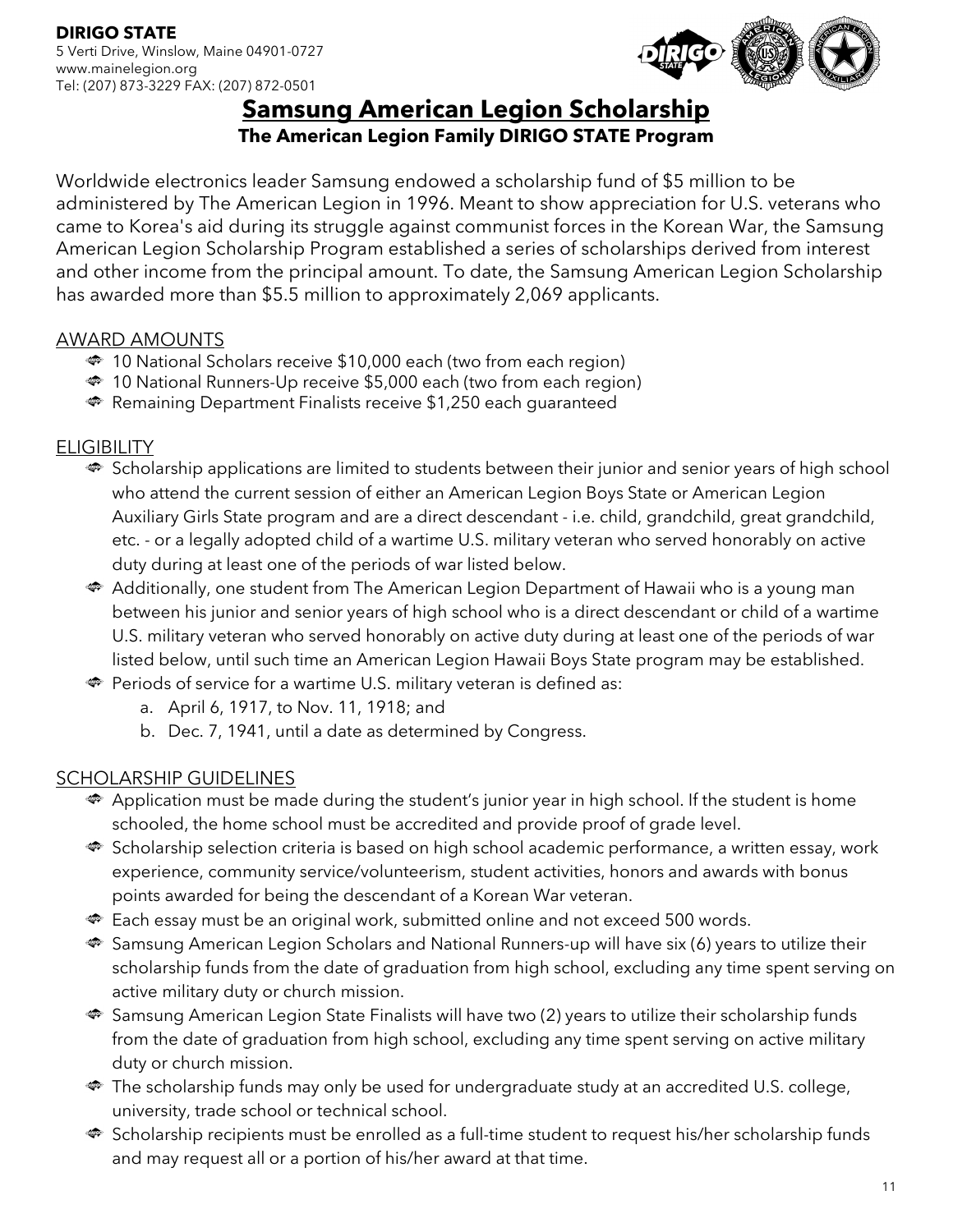**DIRIGO STATE**
5 Verti Drive, Winslow, Maine 04901-0727
www.mainelegion.org
Tel: (207) 873-3229 FAX: (207) 872-0501

# Samsung American Legion Scholarship

### The American Legion Family DIRIGO STATE Program

Worldwide electronics leader Samsung endowed a scholarship fund of $5 million to be administered by The American Legion in 1996. Meant to show appreciation for U.S. veterans who came to Korea's aid during its struggle against communist forces in the Korean War, the Samsung American Legion Scholarship Program established a series of scholarships derived from interest and other income from the principal amount. To date, the Samsung American Legion Scholarship has awarded more than $5.5 million to approximately 2,069 applicants.

## AWARD AMOUNTS

- 10 National Scholars receive $10,000 each (two from each region)
- 10 National Runners-Up receive $5,000 each (two from each region)
- Remaining Department Finalists receive $1,250 each guaranteed

## ELIGIBILITY

- Scholarship applications are limited to students between their junior and senior years of high school who attend the current session of either an American Legion Boys State or American Legion Auxiliary Girls State program and are a direct descendant - i.e. child, grandchild, great grandchild, etc. - or a legally adopted child of a wartime U.S. military veteran who served honorably on active duty during at least one of the periods of war listed below.
- Additionally, one student from The American Legion Department of Hawaii who is a young man between his junior and senior years of high school who is a direct descendant or child of a wartime U.S. military veteran who served honorably on active duty during at least one of the periods of war listed below, until such time an American Legion Hawaii Boys State program may be established.
- Periods of service for a wartime U.S. military veteran is defined as:
  a. April 6, 1917, to Nov. 11, 1918; and
  b. Dec. 7, 1941, until a date as determined by Congress.

## SCHOLARSHIP GUIDELINES

- Application must be made during the student's junior year in high school. If the student is home schooled, the home school must be accredited and provide proof of grade level.
- Scholarship selection criteria is based on high school academic performance, a written essay, work experience, community service/volunteerism, student activities, honors and awards with bonus points awarded for being the descendant of a Korean War veteran.
- Each essay must be an original work, submitted online and not exceed 500 words.
- Samsung American Legion Scholars and National Runners-up will have six (6) years to utilize their scholarship funds from the date of graduation from high school, excluding any time spent serving on active military duty or church mission.
- Samsung American Legion State Finalists will have two (2) years to utilize their scholarship funds from the date of graduation from high school, excluding any time spent serving on active military duty or church mission.
- The scholarship funds may only be used for undergraduate study at an accredited U.S. college, university, trade school or technical school.
- Scholarship recipients must be enrolled as a full-time student to request his/her scholarship funds and may request all or a portion of his/her award at that time.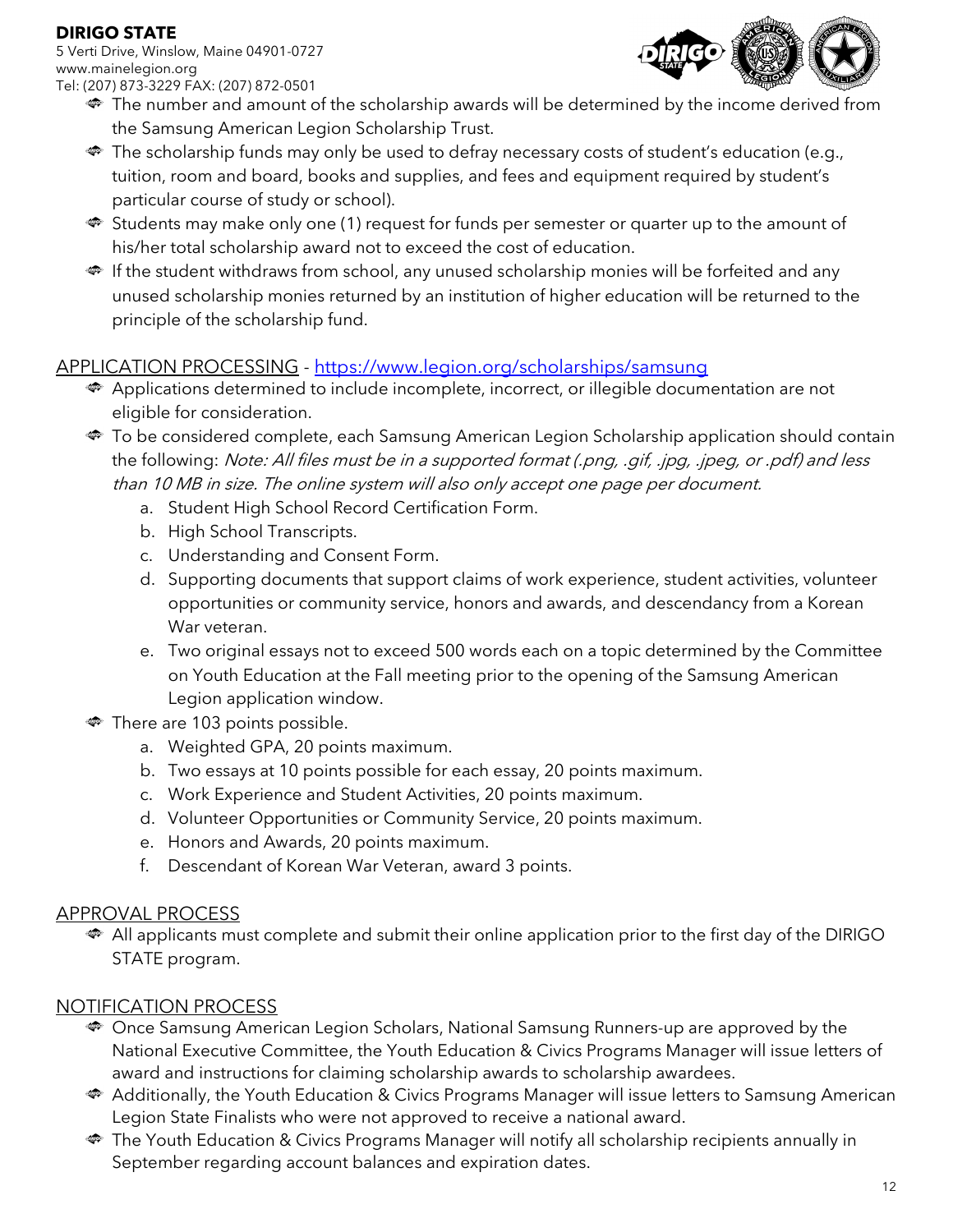- The number and amount of the scholarship awards will be determined by the income derived from the Samsung American Legion Scholarship Trust.
- The scholarship funds may only be used to defray necessary costs of student's education (e.g., tuition, room and board, books and supplies, and fees and equipment required by student's particular course of study or school).
- Students may make only one (1) request for funds per semester or quarter up to the amount of his/her total scholarship award not to exceed the cost of education.
- If the student withdraws from school, any unused scholarship monies will be forfeited and any unused scholarship monies returned by an institution of higher education will be returned to the principle of the scholarship fund.

## APPLICATION PROCESSING - https://www.legion.org/scholarships/samsung

- Applications determined to include incomplete, incorrect, or illegible documentation are not eligible for consideration.
- To be considered complete, each Samsung American Legion Scholarship application should contain the following: *Note: All files must be in a supported format (.png, .gif, .jpg, .jpeg, or .pdf) and less than 10 MB in size. The online system will also only accept one page per document.*
  a. Student High School Record Certification Form.
  b. High School Transcripts.
  c. Understanding and Consent Form.
  d. Supporting documents that support claims of work experience, student activities, volunteer opportunities or community service, honors and awards, and descendancy from a Korean War veteran.
  e. Two original essays not to exceed 500 words each on a topic determined by the Committee on Youth Education at the Fall meeting prior to the opening of the Samsung American Legion application window.
- There are 103 points possible.
  a. Weighted GPA, 20 points maximum.
  b. Two essays at 10 points possible for each essay, 20 points maximum.
  c. Work Experience and Student Activities, 20 points maximum.
  d. Volunteer Opportunities or Community Service, 20 points maximum.
  e. Honors and Awards, 20 points maximum.
  f. Descendant of Korean War Veteran, award 3 points.

## APPROVAL PROCESS

- All applicants must complete and submit their online application prior to the first day of the DIRIGO STATE program.

## NOTIFICATION PROCESS

- Once Samsung American Legion Scholars, National Samsung Runners-up are approved by the National Executive Committee, the Youth Education & Civics Programs Manager will issue letters of award and instructions for claiming scholarship awards to scholarship awardees.
- Additionally, the Youth Education & Civics Programs Manager will issue letters to Samsung American Legion State Finalists who were not approved to receive a national award.
- The Youth Education & Civics Programs Manager will notify all scholarship recipients annually in September regarding account balances and expiration dates.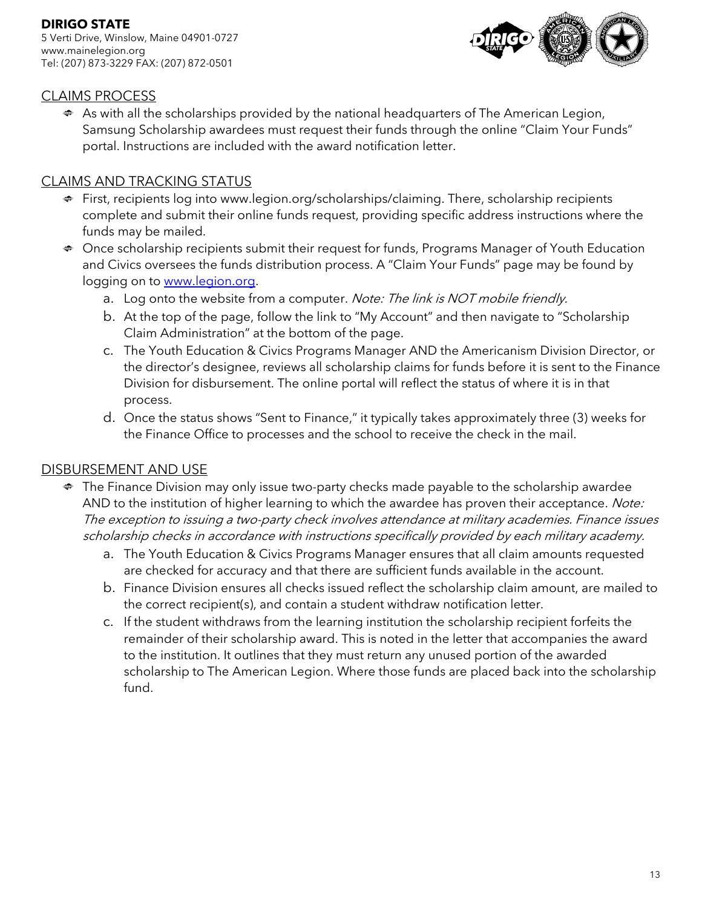**DIRIGO STATE**
5 Verti Drive, Winslow, Maine 04901-0727
www.mainelegion.org
Tel: (207) 873-3229 FAX: (207) 872-0501

## CLAIMS PROCESS

- As with all the scholarships provided by the national headquarters of The American Legion, Samsung Scholarship awardees must request their funds through the online "Claim Your Funds" portal. Instructions are included with the award notification letter.

## CLAIMS AND TRACKING STATUS

- First, recipients log into www.legion.org/scholarships/claiming. There, scholarship recipients complete and submit their online funds request, providing specific address instructions where the funds may be mailed.
- Once scholarship recipients submit their request for funds, Programs Manager of Youth Education and Civics oversees the funds distribution process. A "Claim Your Funds" page may be found by logging on to [www.legion.org](http://www.legion.org).
    a. Log onto the website from a computer. *Note: The link is NOT mobile friendly.*
    b. At the top of the page, follow the link to "My Account" and then navigate to "Scholarship Claim Administration" at the bottom of the page.
    c. The Youth Education & Civics Programs Manager AND the Americanism Division Director, or the director's designee, reviews all scholarship claims for funds before it is sent to the Finance Division for disbursement. The online portal will reflect the status of where it is in that process.
    d. Once the status shows "Sent to Finance," it typically takes approximately three (3) weeks for the Finance Office to processes and the school to receive the check in the mail.

## DISBURSEMENT AND USE

- The Finance Division may only issue two-party checks made payable to the scholarship awardee AND to the institution of higher learning to which the awardee has proven their acceptance. *Note: The exception to issuing a two-party check involves attendance at military academies. Finance issues scholarship checks in accordance with instructions specifically provided by each military academy.*
    a. The Youth Education & Civics Programs Manager ensures that all claim amounts requested are checked for accuracy and that there are sufficient funds available in the account.
    b. Finance Division ensures all checks issued reflect the scholarship claim amount, are mailed to the correct recipient(s), and contain a student withdraw notification letter.
    c. If the student withdraws from the learning institution the scholarship recipient forfeits the remainder of their scholarship award. This is noted in the letter that accompanies the award to the institution. It outlines that they must return any unused portion of the awarded scholarship to The American Legion. Where those funds are placed back into the scholarship fund.